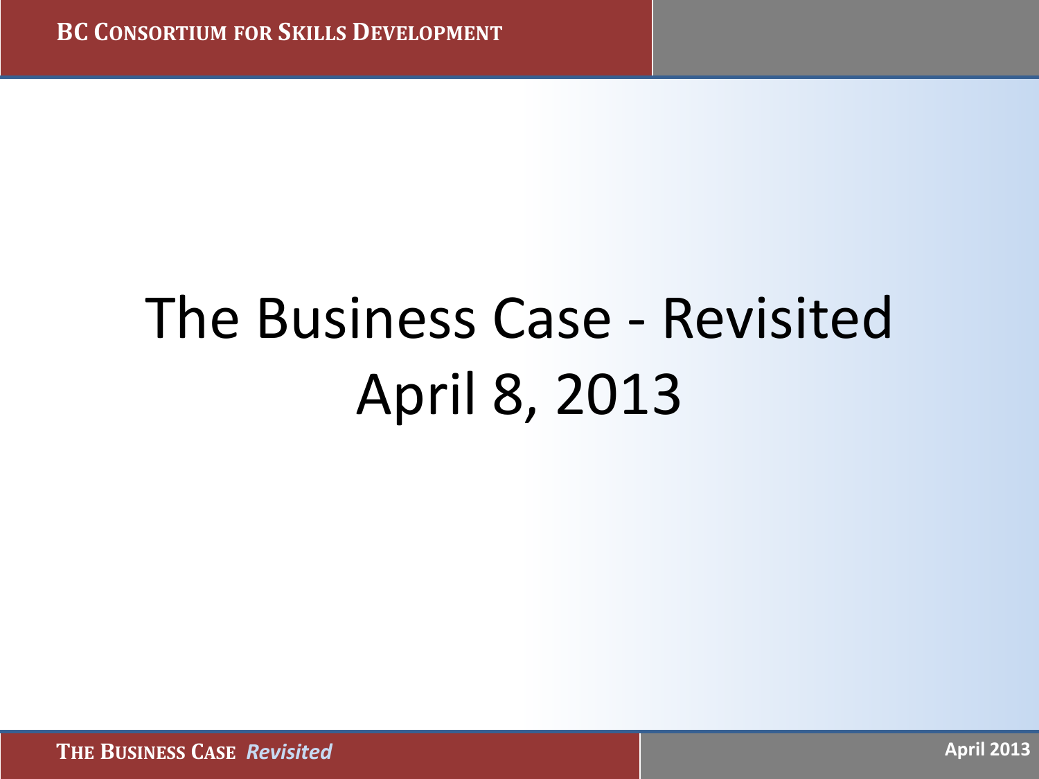# The Business Case - Revisited

# April 8, 2013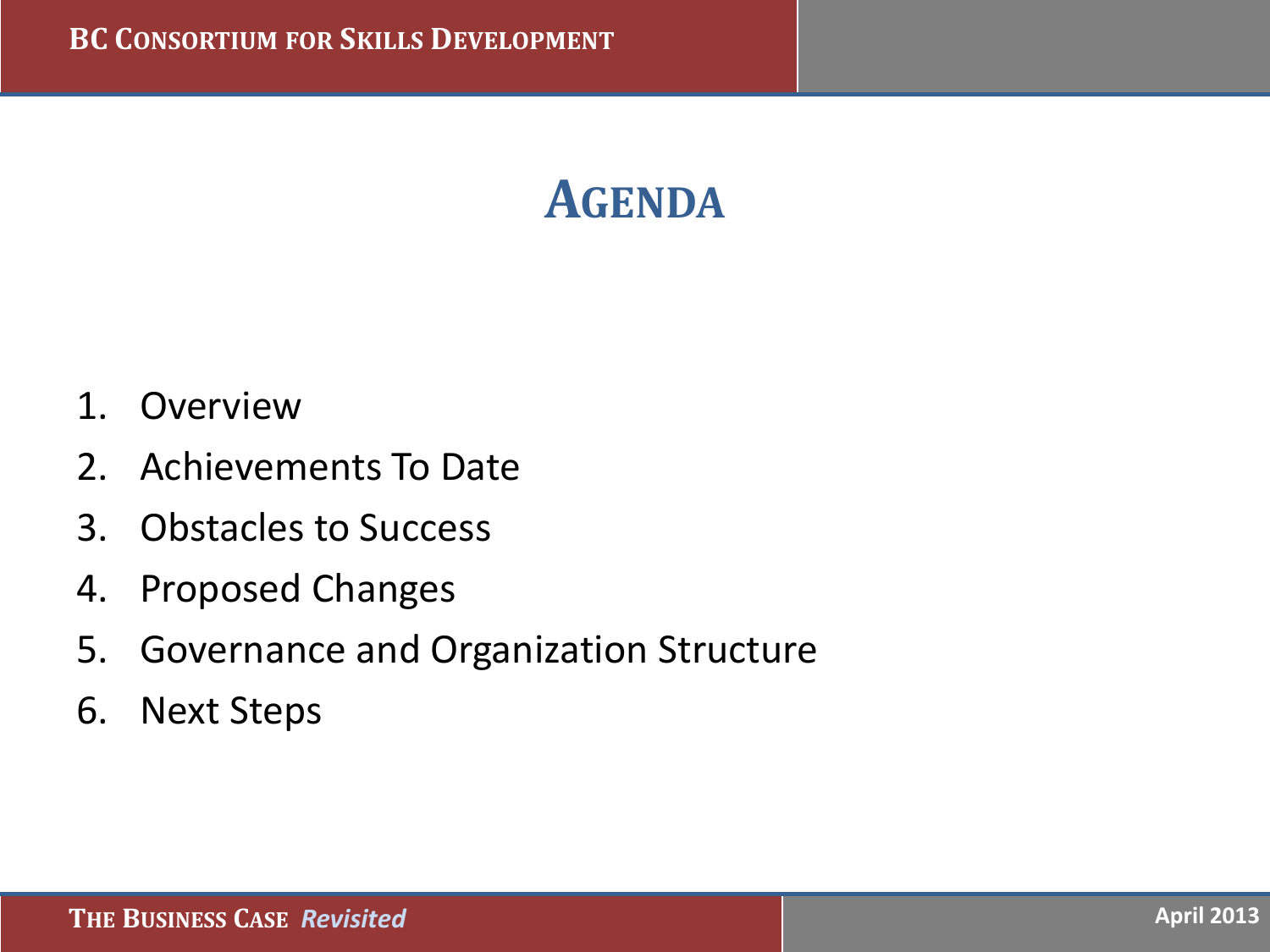# AGENDA

1. Overview
2. Achievements To Date
3. Obstacles to Success
4. Proposed Changes
5. Governance and Organization Structure
6. Next Steps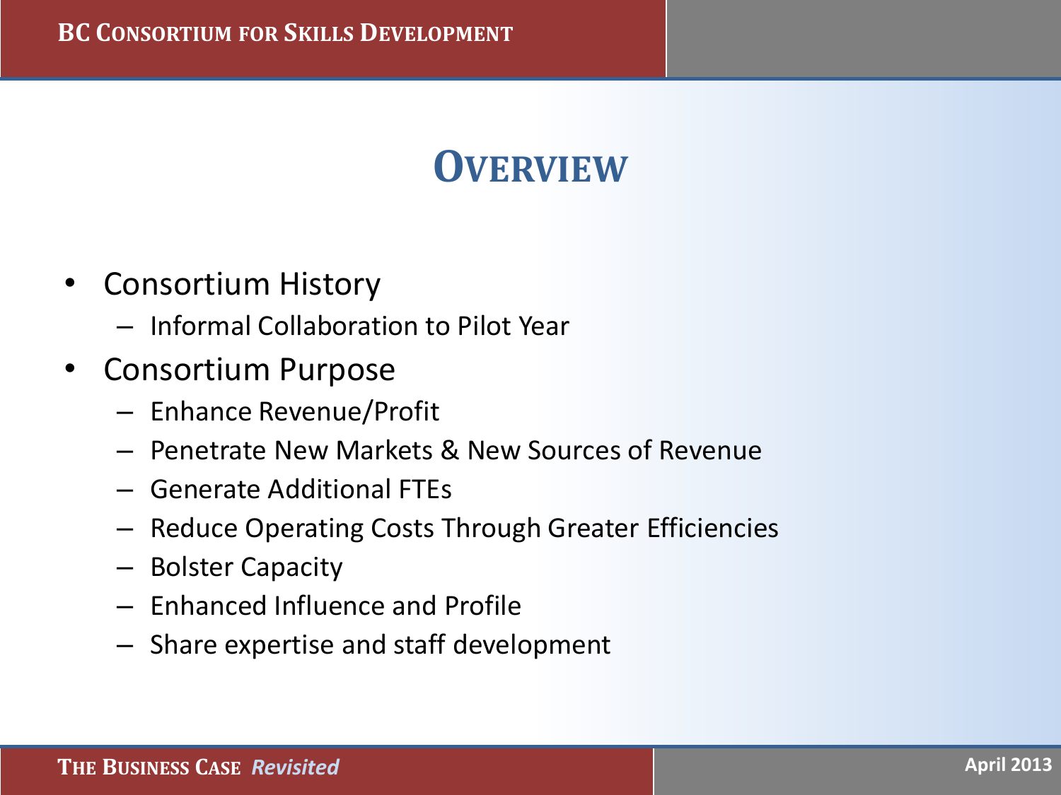# Overview

- Consortium History
  - Informal Collaboration to Pilot Year
- Consortium Purpose
  - Enhance Revenue/Profit
  - Penetrate New Markets & New Sources of Revenue
  - Generate Additional FTEs
  - Reduce Operating Costs Through Greater Efficiencies
  - Bolster Capacity
  - Enhanced Influence and Profile
  - Share expertise and staff development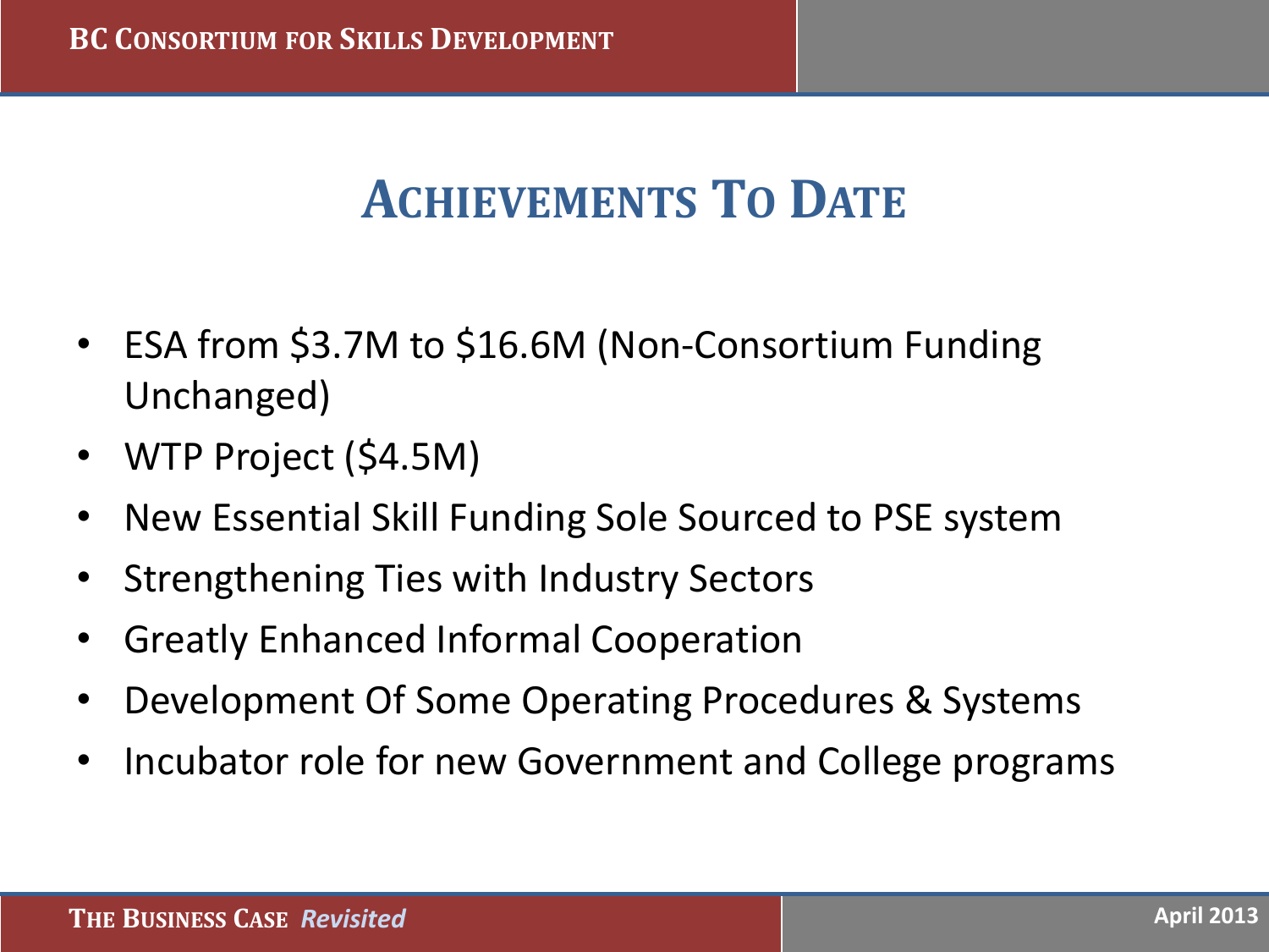# ACHIEVEMENTS TO DATE

- ESA from $3.7M to $16.6M (Non-Consortium Funding Unchanged)
- WTP Project ($4.5M)
- New Essential Skill Funding Sole Sourced to PSE system
- Strengthening Ties with Industry Sectors
- Greatly Enhanced Informal Cooperation
- Development Of Some Operating Procedures & Systems
- Incubator role for new Government and College programs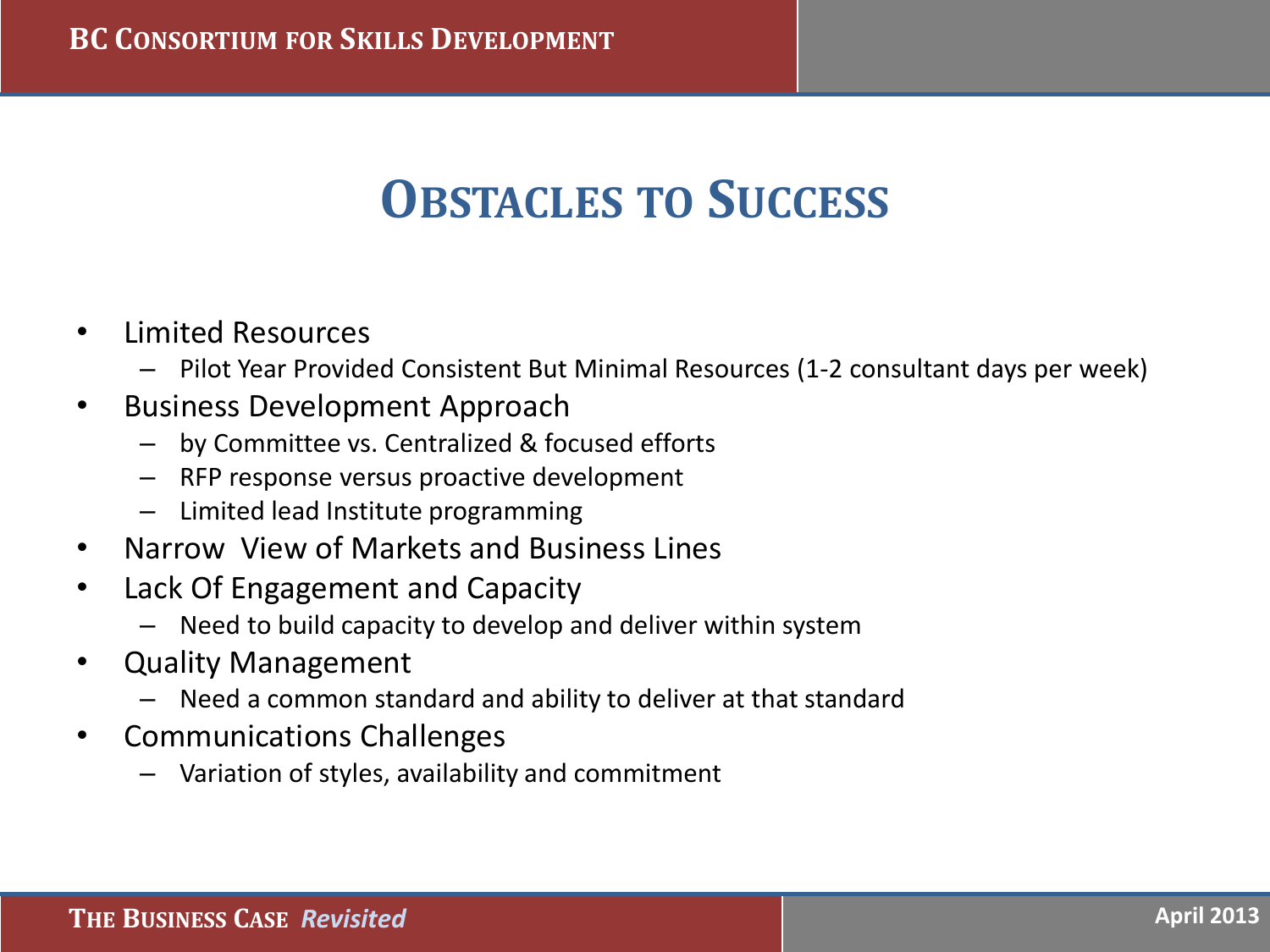# Obstacles to Success

- Limited Resources
  - Pilot Year Provided Consistent But Minimal Resources (1-2 consultant days per week)
- Business Development Approach
  - by Committee vs. Centralized & focused efforts
  - RFP response versus proactive development
  - Limited lead Institute programming
- Narrow View of Markets and Business Lines
- Lack Of Engagement and Capacity
  - Need to build capacity to develop and deliver within system
- Quality Management
  - Need a common standard and ability to deliver at that standard
- Communications Challenges
  - Variation of styles, availability and commitment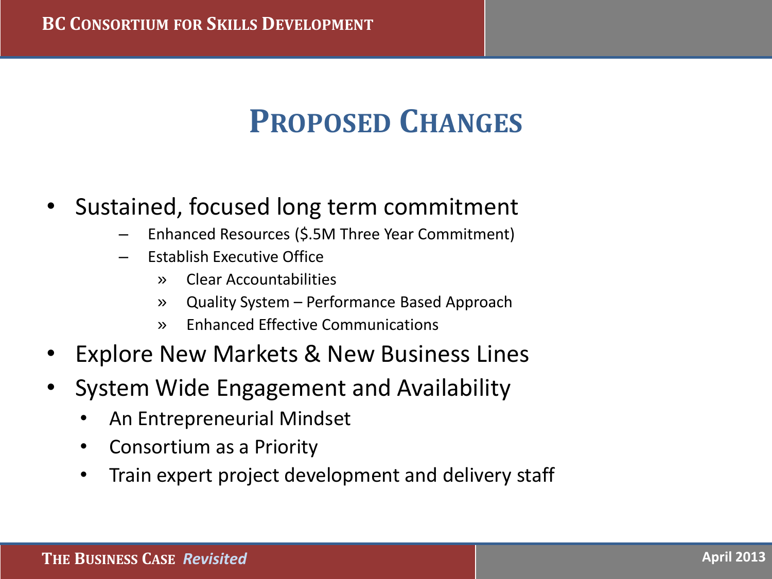# Proposed Changes

- Sustained, focused long term commitment
  - Enhanced Resources ($.5M Three Year Commitment)
  - Establish Executive Office
    - Clear Accountabilities
    - Quality System – Performance Based Approach
    - Enhanced Effective Communications
- Explore New Markets & New Business Lines
- System Wide Engagement and Availability
  - An Entrepreneurial Mindset
  - Consortium as a Priority
  - Train expert project development and delivery staff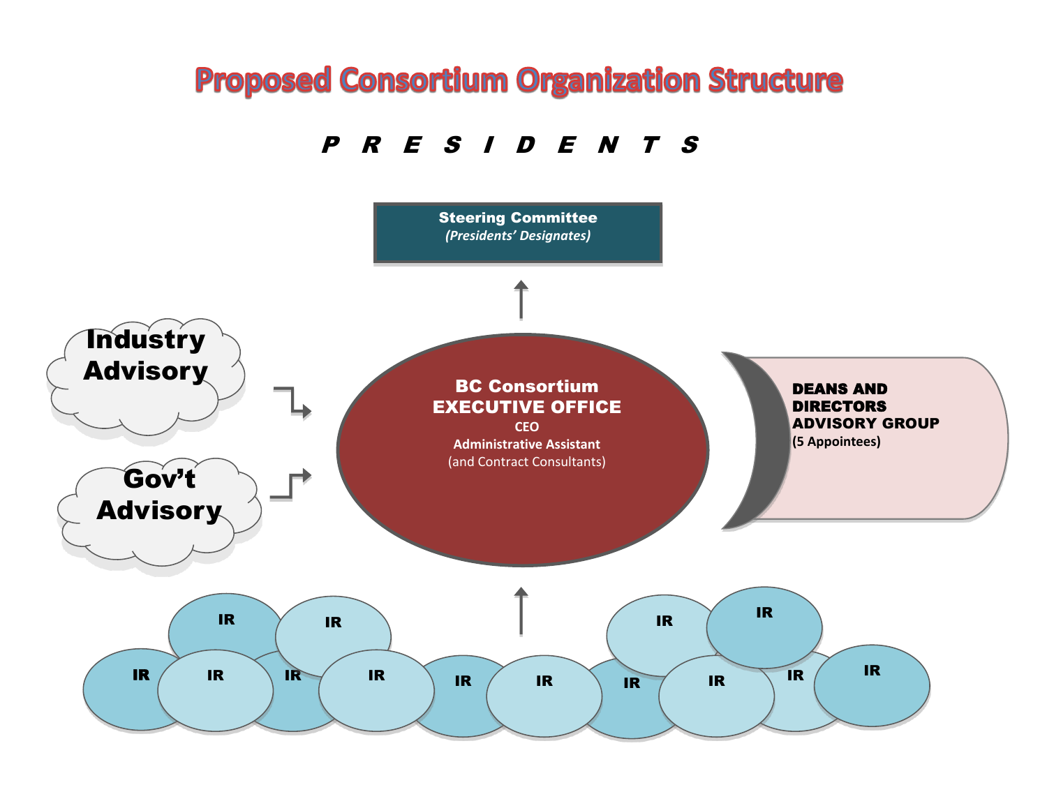# Proposed Consortium Organization Structure

## P R E S I D E N T S

**Steering Committee**
*(Presidents' Designates)*

**Industry Advisory**

**Gov't Advisory**

**BC Consortium**
**EXECUTIVE OFFICE**
**CEO**
**Administrative Assistant**
(and Contract Consultants)

**DEANS AND DIRECTORS ADVISORY GROUP**
**(5 Appointees)**

IR IR IR IR IR IR IR IR IR IR IR IR IR IR IR IR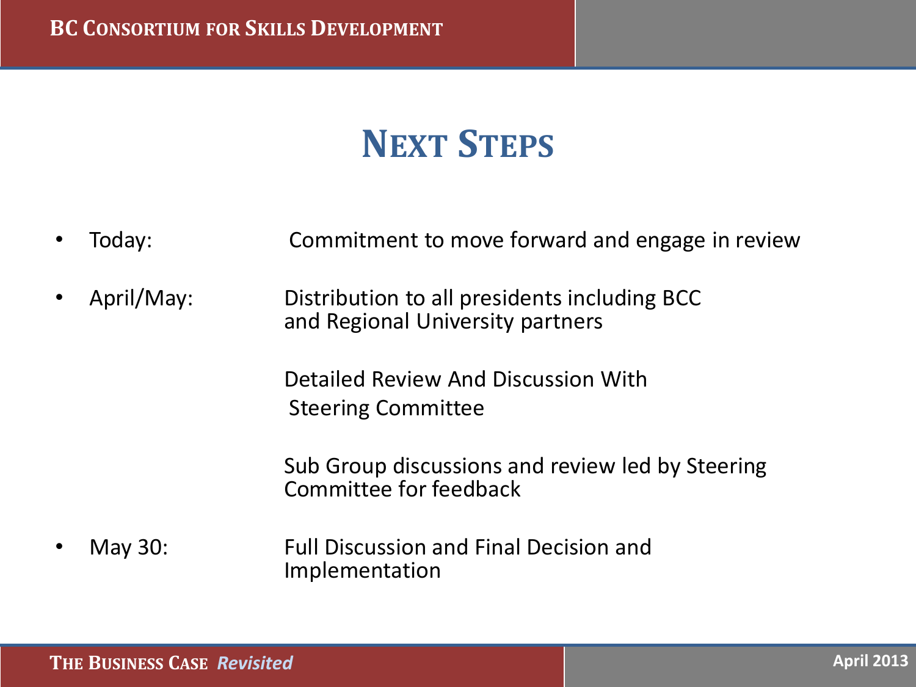# NEXT STEPS

- Today: Commitment to move forward and engage in review
- April/May: Distribution to all presidents including BCC and Regional University partners

  Detailed Review And Discussion With Steering Committee

  Sub Group discussions and review led by Steering Committee for feedback
- May 30: Full Discussion and Final Decision and Implementation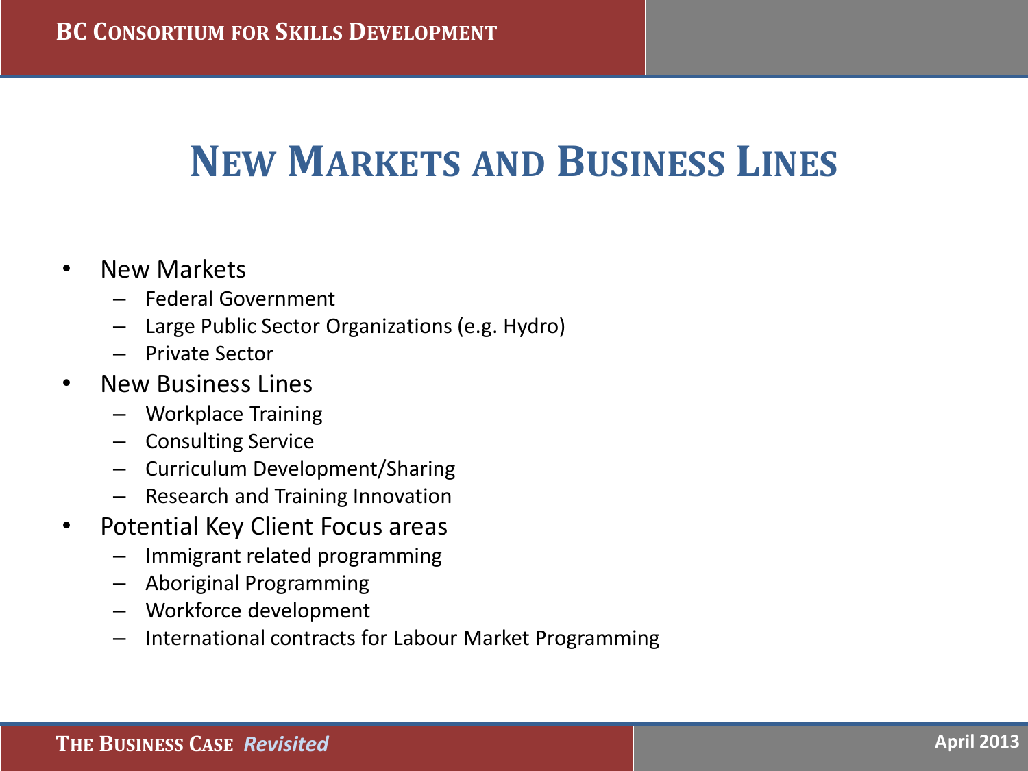# New Markets and Business Lines

- New Markets
  - Federal Government
  - Large Public Sector Organizations (e.g. Hydro)
  - Private Sector
- New Business Lines
  - Workplace Training
  - Consulting Service
  - Curriculum Development/Sharing
  - Research and Training Innovation
- Potential Key Client Focus areas
  - Immigrant related programming
  - Aboriginal Programming
  - Workforce development
  - International contracts for Labour Market Programming